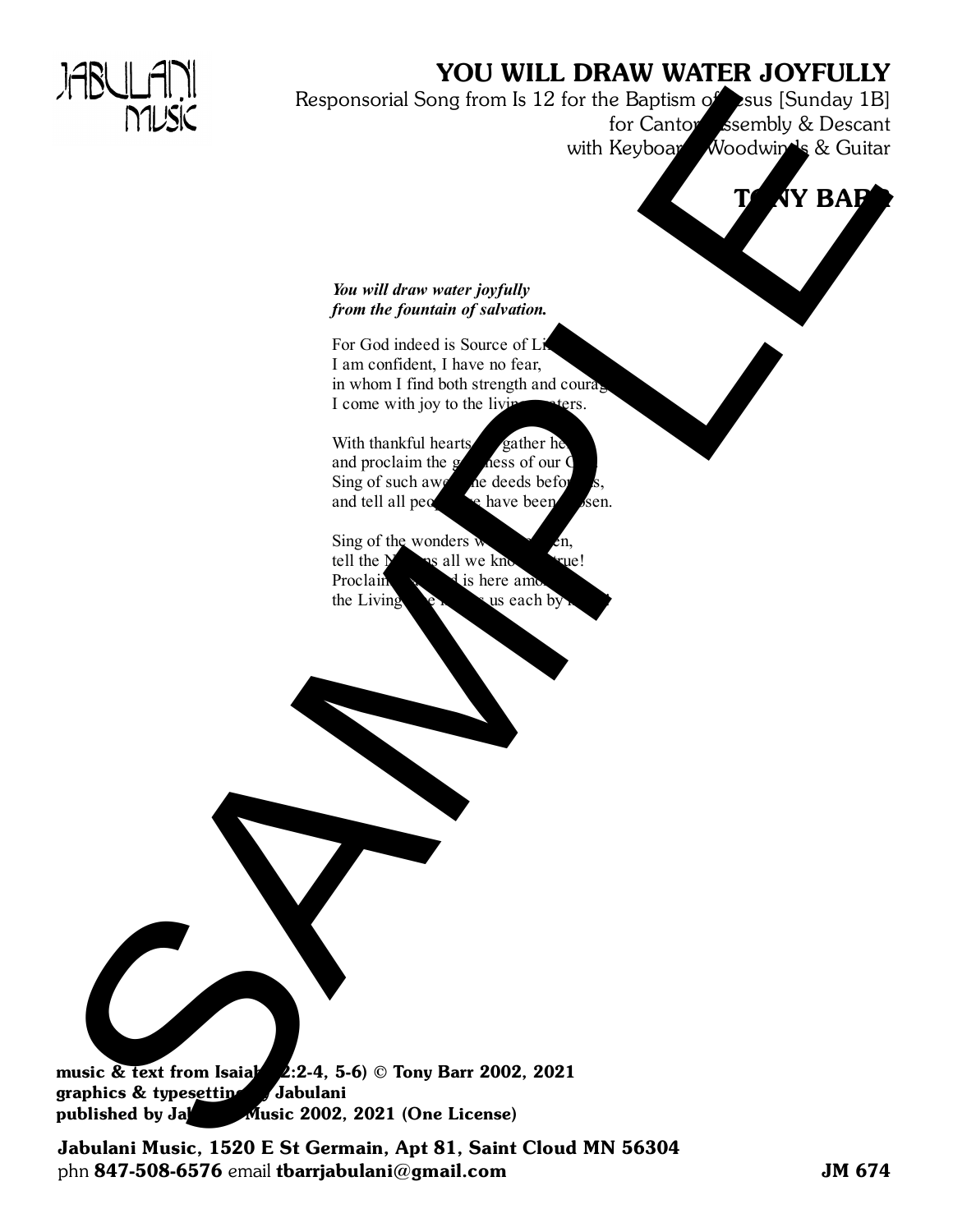# YOU WILL DRAW WATER JOYFULLY

Responsorial Song from Is 12 for the Baptism of Jesus [Sunday 1B]
for Cantor, Assembly & Descant
with Keyboard, Woodwinds & Guitar

**TONY BARR**

***You will draw water joyfully***
***from the fountain of salvation.***

For God indeed is Source of Life,
I am confident, I have no fear,
in whom I find both strength and courage.
I come with joy to the living waters.

With thankful hearts we gather here
and proclaim the goodness of our God.
Sing of such awesome deeds before us,
and tell all people we have been chosen.

Sing of the wonders we have seen,
tell the Nations all we know is true!
Proclaim that God is here among us,
the Living One calls us each by name.

**music & text from Isaiah (12:2-4, 5-6) © Tony Barr 2002, 2021**
**graphics & typesetting by Jabulani**
**published by Jabulani Music 2002, 2021 (One License)**

**Jabulani Music, 1520 E St Germain, Apt 81, Saint Cloud MN 56304**
phn **847-508-6576** email **tbarrjabulani@gmail.com** **JM 674**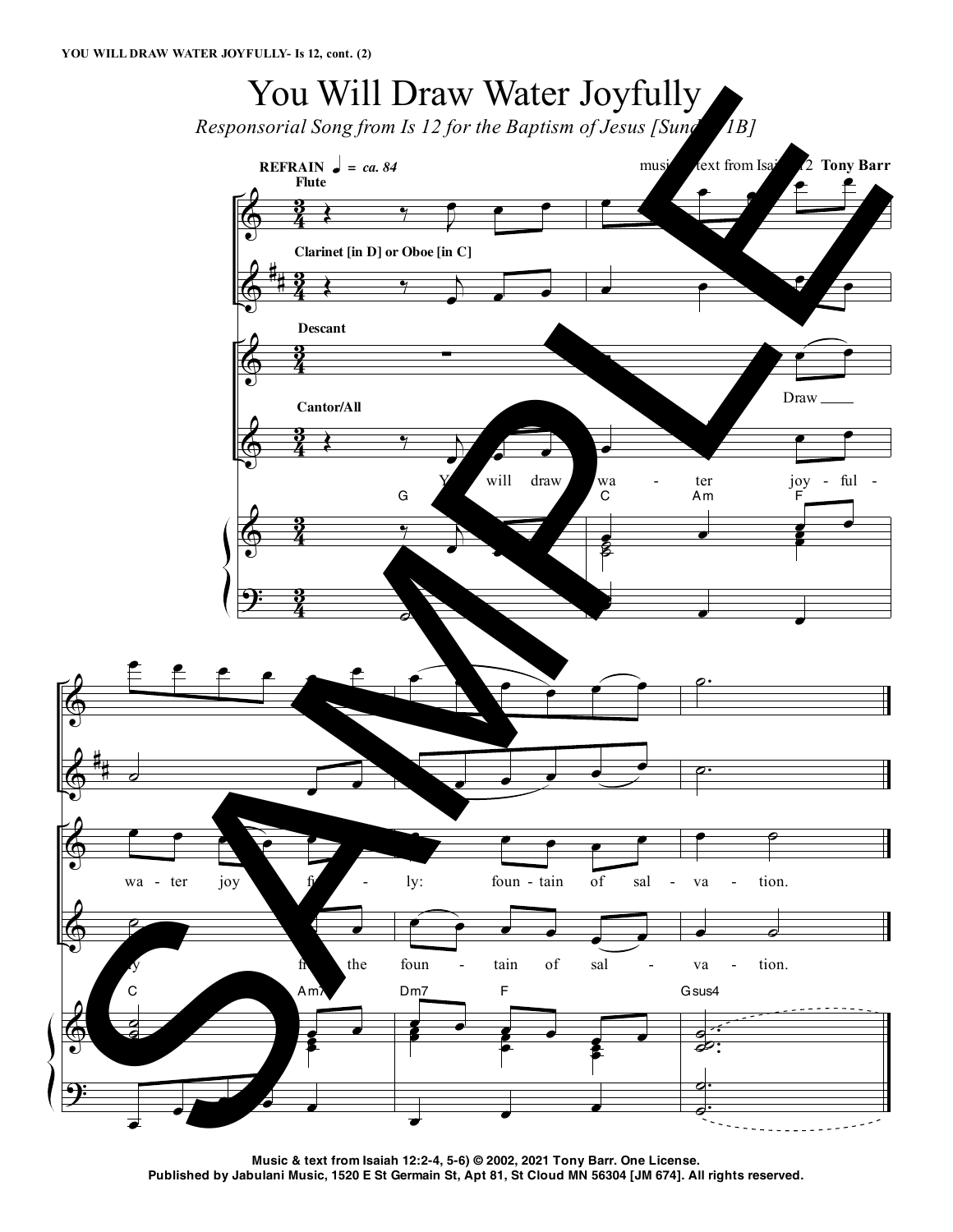# You Will Draw Water Joyfully

*Responsorial Song from Is 12 for the Baptism of Jesus [Sunday 1B]*

music & text from Isaiah 12 **Tony Barr**

**REFRAIN** ♩ = *ca. 84*

**Flute**

**Clarinet [in D] or Oboe [in C]**

**Descant**

Draw wa - ter joy - ful - ly: foun - tain of sal - va - tion.

**Cantor/All**

You will draw wa - ter joy - ful - ly from the foun - tain of sal - va - tion.

G C Am F C Am7 Dm7 F Gsus4

**Music & text from Isaiah 12:2-4, 5-6) © 2002, 2021 Tony Barr. One License.**
**Published by Jabulani Music, 1520 E St Germain St, Apt 81, St Cloud MN 56304 [JM 674]. All rights reserved.**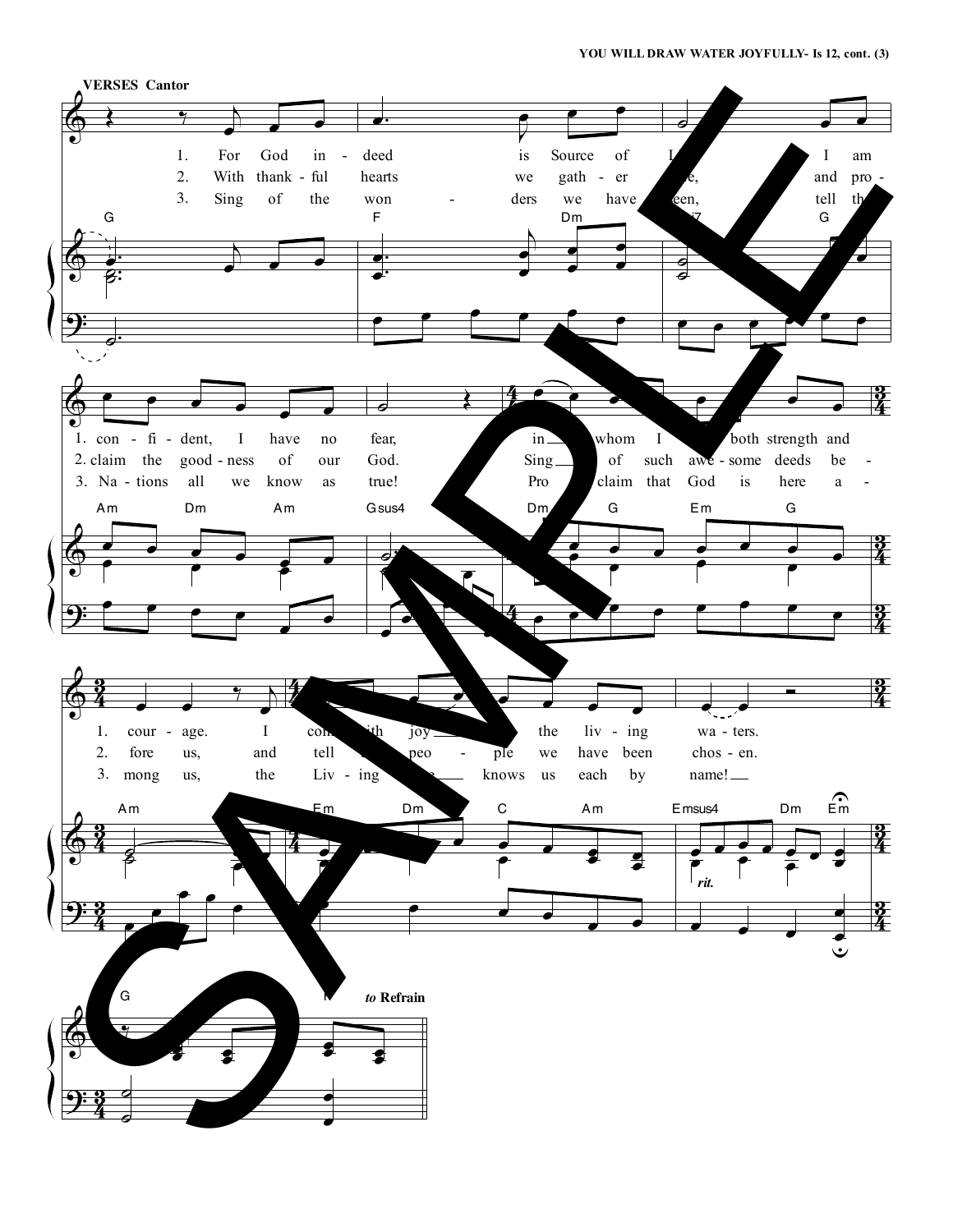**VERSES Cantor**

1. For God indeed is Source of L... I am confident, I have no fear, in whom I ... both strength and courage. I come with joy ... the living waters.

2. With thankful hearts we gather ...e, and proclaim the goodness of our God. Sing of such awesome deeds before us, and tell ... people we have been chosen.

3. Sing of the wonders we have ...een, tell th... Nations all we know as true! Pro... claim that God is here among us, the Living ... knows us each by name!

*rit.*

*to Refrain*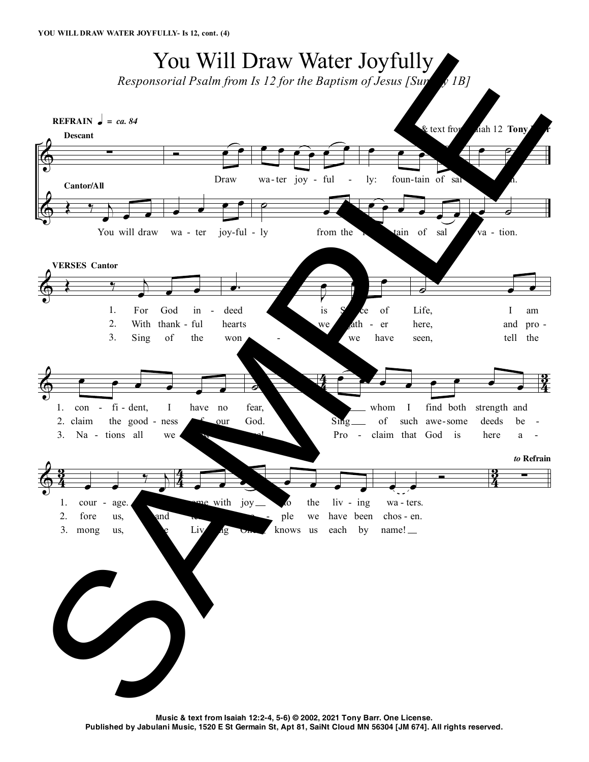# You Will Draw Water Joyfully

*Responsorial Psalm from Is 12 for the Baptism of Jesus [Sunday 1B]*

**REFRAIN** ♩ = *ca. 84*

Music & text from Isaiah 12 **Tony Barr**

**Descant**

Draw water joyfully: fountain of salvation.

**Cantor/All**

You will draw water joyfully from the fountain of salvation.

**VERSES Cantor**

1. For God indeed is Source of Life, I am confident, I have no fear, whom I find both strength and courage. Come with joy to the living waters.
2. With thankful hearts we gather here, and proclaim the goodness of our God. Sing of such awesome deeds before us, and to the people we have been chosen.
3. Sing of the wonders we have seen, tell the Nations all we ... Proclaim that God is here among us, the Living One knows us each by name!

*to* **Refrain**

Music & text from Isaiah 12:2-4, 5-6) © 2002, 2021 Tony Barr. One License.
Published by Jabulani Music, 1520 E St Germain St, Apt 81, SaiNt Cloud MN 56304 [JM 674]. All rights reserved.